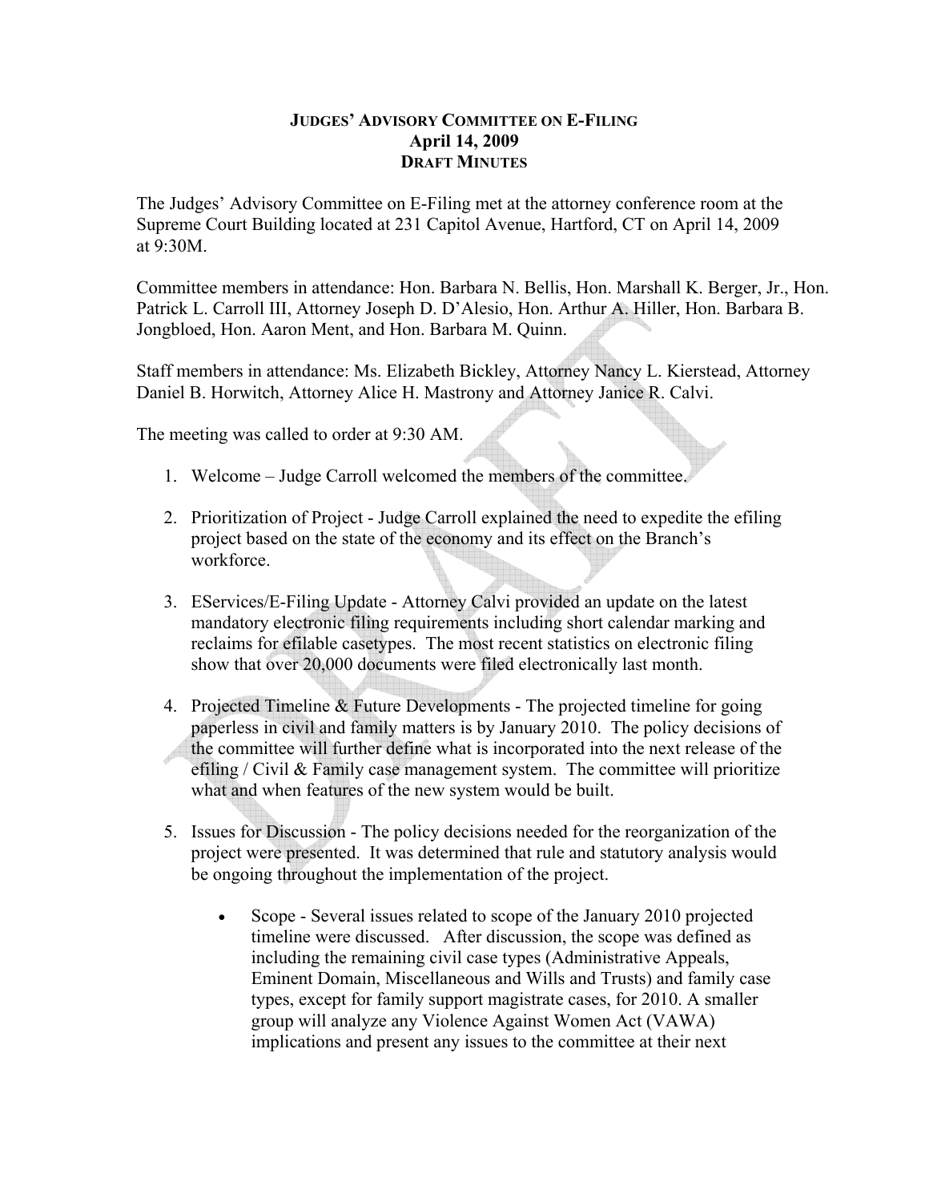**JUDGES' ADVISORY COMMITTEE ON E-FILING**
**April 14, 2009**
**DRAFT MINUTES**

The Judges' Advisory Committee on E-Filing met at the attorney conference room at the Supreme Court Building located at 231 Capitol Avenue, Hartford, CT on April 14, 2009 at 9:30M.

Committee members in attendance: Hon. Barbara N. Bellis, Hon. Marshall K. Berger, Jr., Hon. Patrick L. Carroll III, Attorney Joseph D. D'Alesio, Hon. Arthur A. Hiller, Hon. Barbara B. Jongbloed, Hon. Aaron Ment, and Hon. Barbara M. Quinn.

Staff members in attendance: Ms. Elizabeth Bickley, Attorney Nancy L. Kierstead, Attorney Daniel B. Horwitch, Attorney Alice H. Mastrony and Attorney Janice R. Calvi.

The meeting was called to order at 9:30 AM.

1. Welcome – Judge Carroll welcomed the members of the committee.

2. Prioritization of Project - Judge Carroll explained the need to expedite the efiling project based on the state of the economy and its effect on the Branch's workforce.

3. EServices/E-Filing Update - Attorney Calvi provided an update on the latest mandatory electronic filing requirements including short calendar marking and reclaims for efilable casetypes. The most recent statistics on electronic filing show that over 20,000 documents were filed electronically last month.

4. Projected Timeline & Future Developments - The projected timeline for going paperless in civil and family matters is by January 2010. The policy decisions of the committee will further define what is incorporated into the next release of the efiling / Civil & Family case management system. The committee will prioritize what and when features of the new system would be built.

5. Issues for Discussion - The policy decisions needed for the reorganization of the project were presented. It was determined that rule and statutory analysis would be ongoing throughout the implementation of the project.

    - Scope - Several issues related to scope of the January 2010 projected timeline were discussed. After discussion, the scope was defined as including the remaining civil case types (Administrative Appeals, Eminent Domain, Miscellaneous and Wills and Trusts) and family case types, except for family support magistrate cases, for 2010. A smaller group will analyze any Violence Against Women Act (VAWA) implications and present any issues to the committee at their next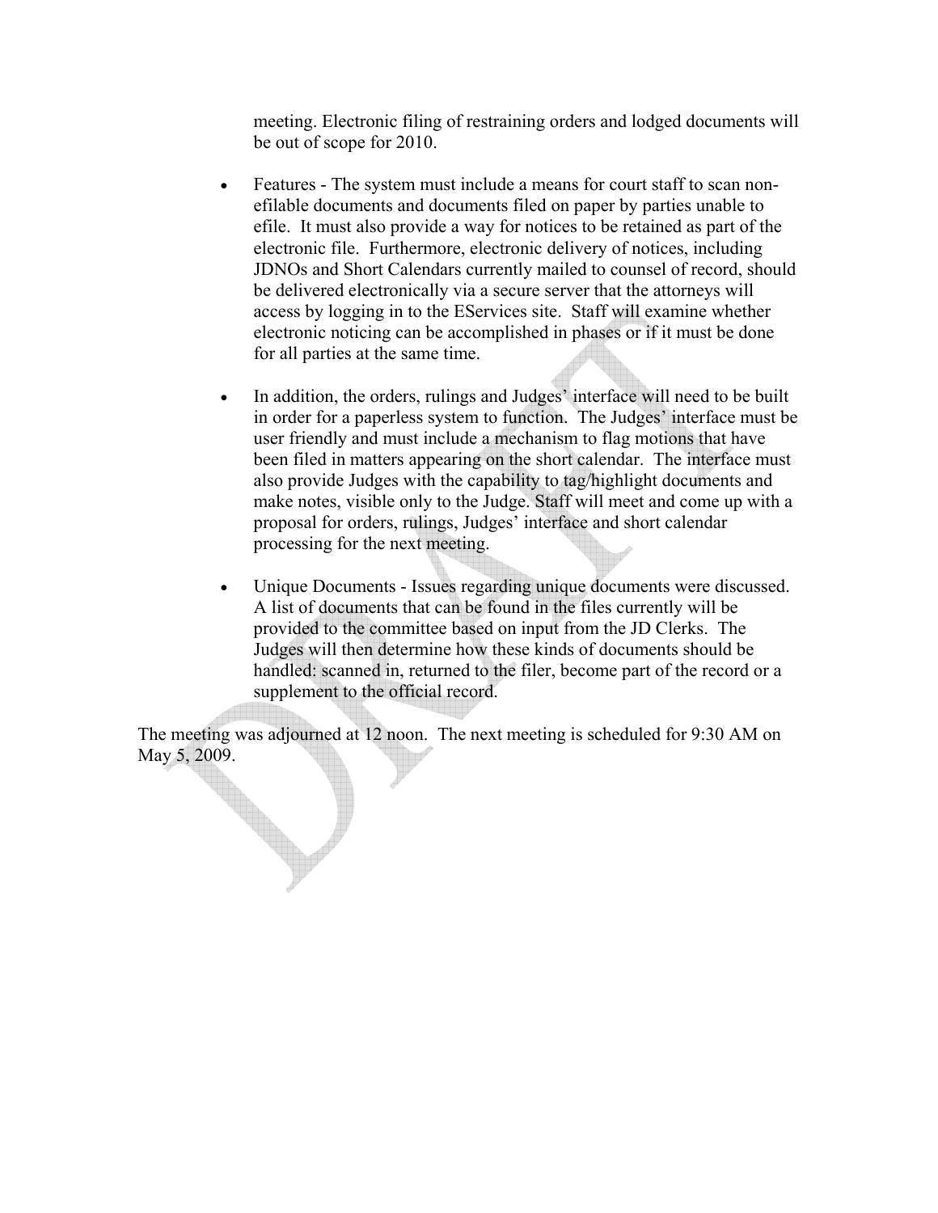meeting. Electronic filing of restraining orders and lodged documents will be out of scope for 2010.

- Features - The system must include a means for court staff to scan non-efilable documents and documents filed on paper by parties unable to efile. It must also provide a way for notices to be retained as part of the electronic file. Furthermore, electronic delivery of notices, including JDNOs and Short Calendars currently mailed to counsel of record, should be delivered electronically via a secure server that the attorneys will access by logging in to the EServices site. Staff will examine whether electronic noticing can be accomplished in phases or if it must be done for all parties at the same time.

- In addition, the orders, rulings and Judges' interface will need to be built in order for a paperless system to function. The Judges' interface must be user friendly and must include a mechanism to flag motions that have been filed in matters appearing on the short calendar. The interface must also provide Judges with the capability to tag/highlight documents and make notes, visible only to the Judge. Staff will meet and come up with a proposal for orders, rulings, Judges' interface and short calendar processing for the next meeting.

- Unique Documents - Issues regarding unique documents were discussed. A list of documents that can be found in the files currently will be provided to the committee based on input from the JD Clerks. The Judges will then determine how these kinds of documents should be handled: scanned in, returned to the filer, become part of the record or a supplement to the official record.

The meeting was adjourned at 12 noon. The next meeting is scheduled for 9:30 AM on May 5, 2009.